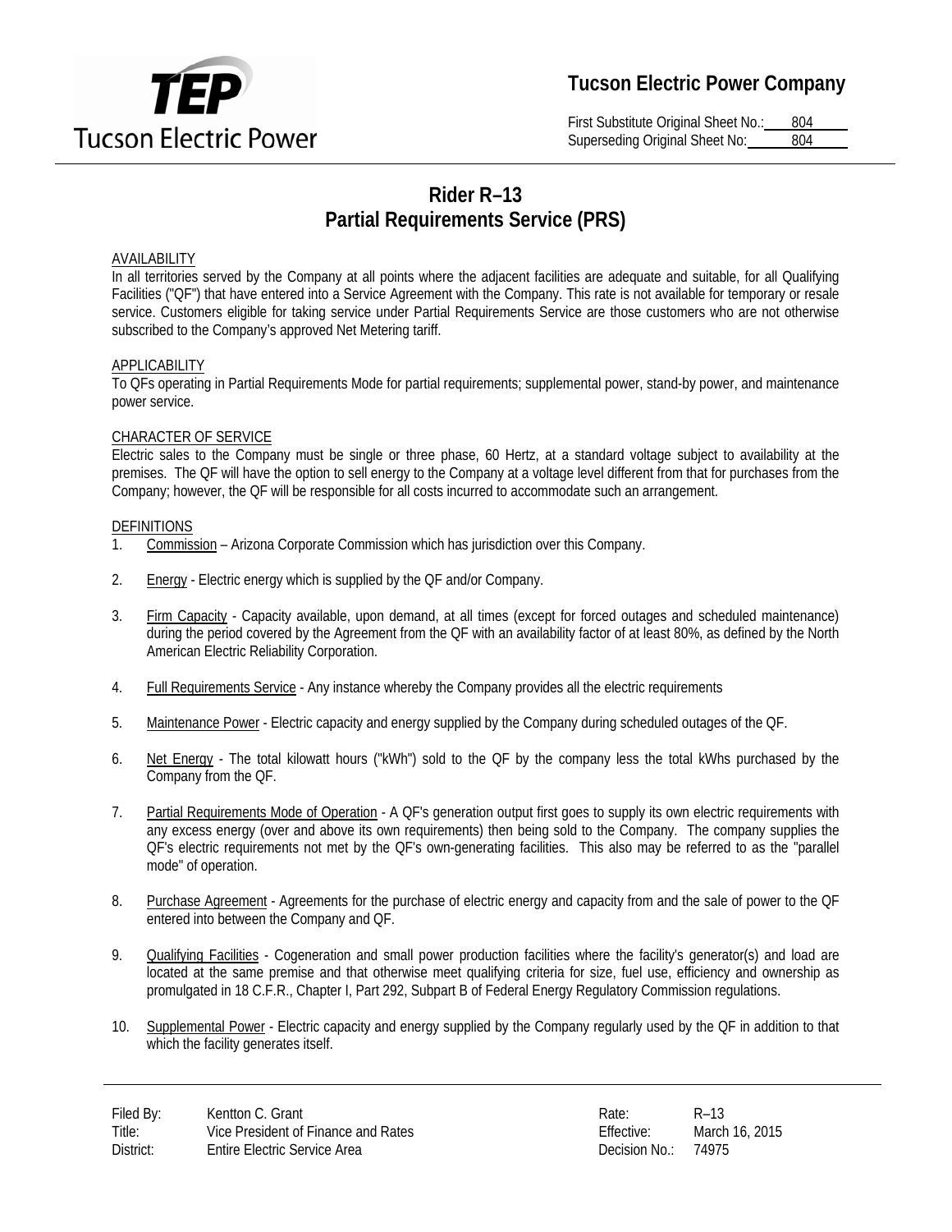**Tucson Electric Power Company**

First Substitute Original Sheet No.: 804
Superseding Original Sheet No: 804

# Rider R–13
# Partial Requirements Service (PRS)

## AVAILABILITY

In all territories served by the Company at all points where the adjacent facilities are adequate and suitable, for all Qualifying Facilities ("QF") that have entered into a Service Agreement with the Company. This rate is not available for temporary or resale service. Customers eligible for taking service under Partial Requirements Service are those customers who are not otherwise subscribed to the Company's approved Net Metering tariff.

## APPLICABILITY

To QFs operating in Partial Requirements Mode for partial requirements; supplemental power, stand-by power, and maintenance power service.

## CHARACTER OF SERVICE

Electric sales to the Company must be single or three phase, 60 Hertz, at a standard voltage subject to availability at the premises. The QF will have the option to sell energy to the Company at a voltage level different from that for purchases from the Company; however, the QF will be responsible for all costs incurred to accommodate such an arrangement.

## DEFINITIONS

1. Commission – Arizona Corporate Commission which has jurisdiction over this Company.
2. Energy - Electric energy which is supplied by the QF and/or Company.
3. Firm Capacity - Capacity available, upon demand, at all times (except for forced outages and scheduled maintenance) during the period covered by the Agreement from the QF with an availability factor of at least 80%, as defined by the North American Electric Reliability Corporation.
4. Full Requirements Service - Any instance whereby the Company provides all the electric requirements
5. Maintenance Power - Electric capacity and energy supplied by the Company during scheduled outages of the QF.
6. Net Energy - The total kilowatt hours ("kWh") sold to the QF by the company less the total kWhs purchased by the Company from the QF.
7. Partial Requirements Mode of Operation - A QF's generation output first goes to supply its own electric requirements with any excess energy (over and above its own requirements) then being sold to the Company. The company supplies the QF's electric requirements not met by the QF's own-generating facilities. This also may be referred to as the "parallel mode" of operation.
8. Purchase Agreement - Agreements for the purchase of electric energy and capacity from and the sale of power to the QF entered into between the Company and QF.
9. Qualifying Facilities - Cogeneration and small power production facilities where the facility's generator(s) and load are located at the same premise and that otherwise meet qualifying criteria for size, fuel use, efficiency and ownership as promulgated in 18 C.F.R., Chapter I, Part 292, Subpart B of Federal Energy Regulatory Commission regulations.
10. Supplemental Power - Electric capacity and energy supplied by the Company regularly used by the QF in addition to that which the facility generates itself.

| Filed By: | Kentton C. Grant | Rate: | R–13 |
|---|---|---|---|
| Title: | Vice President of Finance and Rates | Effective: | March 16, 2015 |
| District: | Entire Electric Service Area | Decision No.: | 74975 |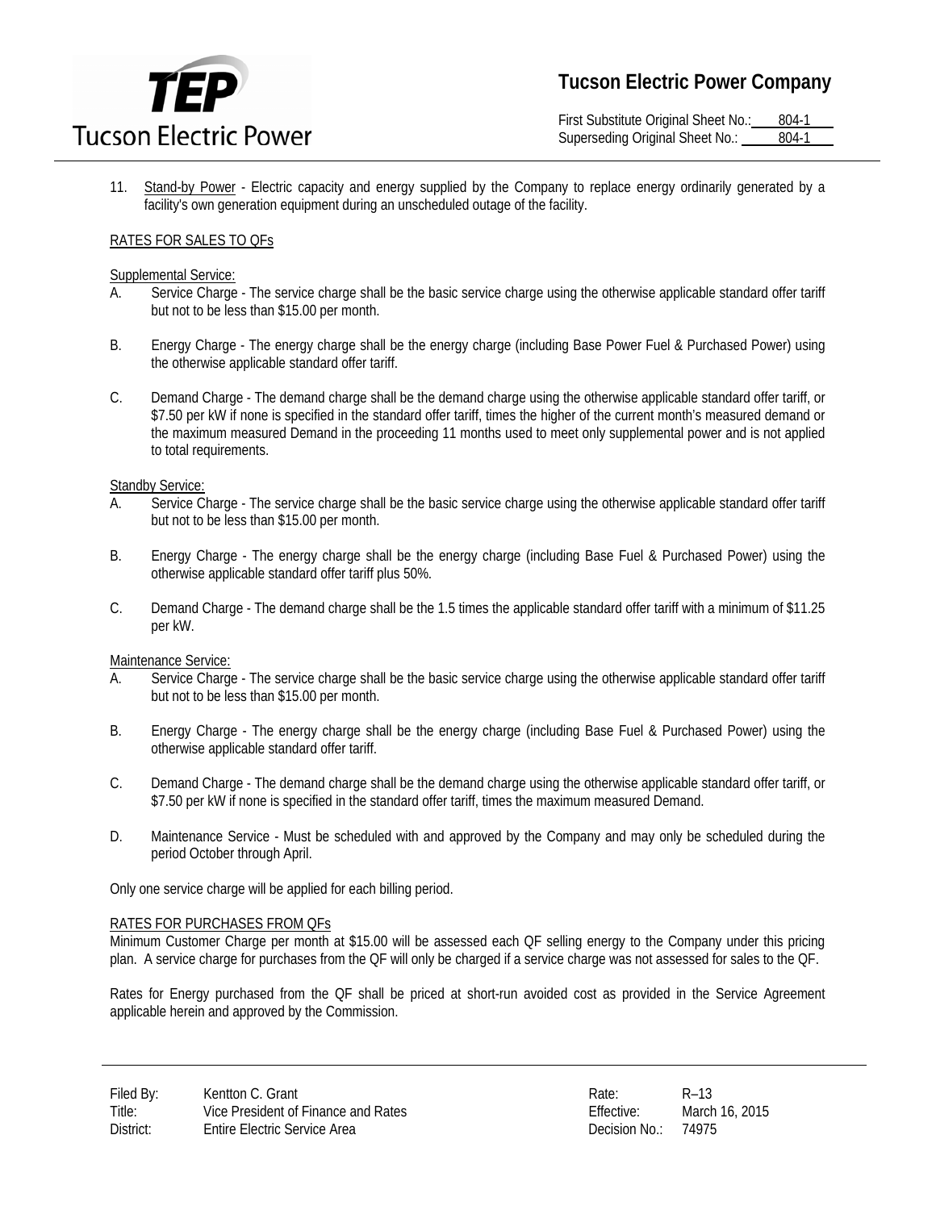11. Stand-by Power - Electric capacity and energy supplied by the Company to replace energy ordinarily generated by a facility's own generation equipment during an unscheduled outage of the facility.

RATES FOR SALES TO QFs

Supplemental Service:

A. Service Charge - The service charge shall be the basic service charge using the otherwise applicable standard offer tariff but not to be less than $15.00 per month.

B. Energy Charge - The energy charge shall be the energy charge (including Base Power Fuel & Purchased Power) using the otherwise applicable standard offer tariff.

C. Demand Charge - The demand charge shall be the demand charge using the otherwise applicable standard offer tariff, or $7.50 per kW if none is specified in the standard offer tariff, times the higher of the current month's measured demand or the maximum measured Demand in the proceeding 11 months used to meet only supplemental power and is not applied to total requirements.

Standby Service:

A. Service Charge - The service charge shall be the basic service charge using the otherwise applicable standard offer tariff but not to be less than $15.00 per month.

B. Energy Charge - The energy charge shall be the energy charge (including Base Fuel & Purchased Power) using the otherwise applicable standard offer tariff plus 50%.

C. Demand Charge - The demand charge shall be the 1.5 times the applicable standard offer tariff with a minimum of $11.25 per kW.

Maintenance Service:

A. Service Charge - The service charge shall be the basic service charge using the otherwise applicable standard offer tariff but not to be less than $15.00 per month.

B. Energy Charge - The energy charge shall be the energy charge (including Base Fuel & Purchased Power) using the otherwise applicable standard offer tariff.

C. Demand Charge - The demand charge shall be the demand charge using the otherwise applicable standard offer tariff, or $7.50 per kW if none is specified in the standard offer tariff, times the maximum measured Demand.

D. Maintenance Service - Must be scheduled with and approved by the Company and may only be scheduled during the period October through April.

Only one service charge will be applied for each billing period.

RATES FOR PURCHASES FROM QFs

Minimum Customer Charge per month at $15.00 will be assessed each QF selling energy to the Company under this pricing plan. A service charge for purchases from the QF will only be charged if a service charge was not assessed for sales to the QF.

Rates for Energy purchased from the QF shall be priced at short-run avoided cost as provided in the Service Agreement applicable herein and approved by the Commission.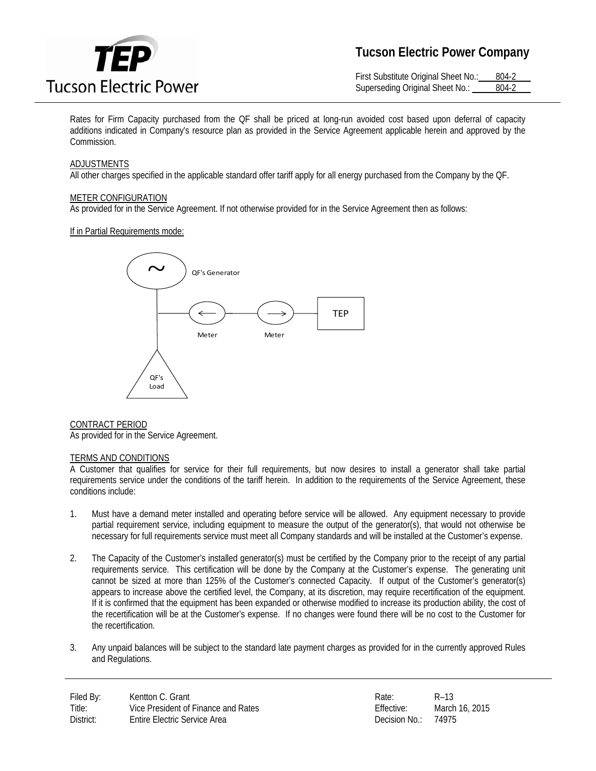Rates for Firm Capacity purchased from the QF shall be priced at long-run avoided cost based upon deferral of capacity additions indicated in Company's resource plan as provided in the Service Agreement applicable herein and approved by the Commission.

ADJUSTMENTS

All other charges specified in the applicable standard offer tariff apply for all energy purchased from the Company by the QF.

METER CONFIGURATION

As provided for in the Service Agreement. If not otherwise provided for in the Service Agreement then as follows:

If in Partial Requirements mode:

QF's Generator

Meter Meter TEP

QF's Load

CONTRACT PERIOD

As provided for in the Service Agreement.

TERMS AND CONDITIONS

A Customer that qualifies for service for their full requirements, but now desires to install a generator shall take partial requirements service under the conditions of the tariff herein. In addition to the requirements of the Service Agreement, these conditions include:

1. Must have a demand meter installed and operating before service will be allowed. Any equipment necessary to provide partial requirement service, including equipment to measure the output of the generator(s), that would not otherwise be necessary for full requirements service must meet all Company standards and will be installed at the Customer's expense.

2. The Capacity of the Customer's installed generator(s) must be certified by the Company prior to the receipt of any partial requirements service. This certification will be done by the Company at the Customer's expense. The generating unit cannot be sized at more than 125% of the Customer's connected Capacity. If output of the Customer's generator(s) appears to increase above the certified level, the Company, at its discretion, may require recertification of the equipment. If it is confirmed that the equipment has been expanded or otherwise modified to increase its production ability, the cost of the recertification will be at the Customer's expense. If no changes were found there will be no cost to the Customer for the recertification.

3. Any unpaid balances will be subject to the standard late payment charges as provided for in the currently approved Rules and Regulations.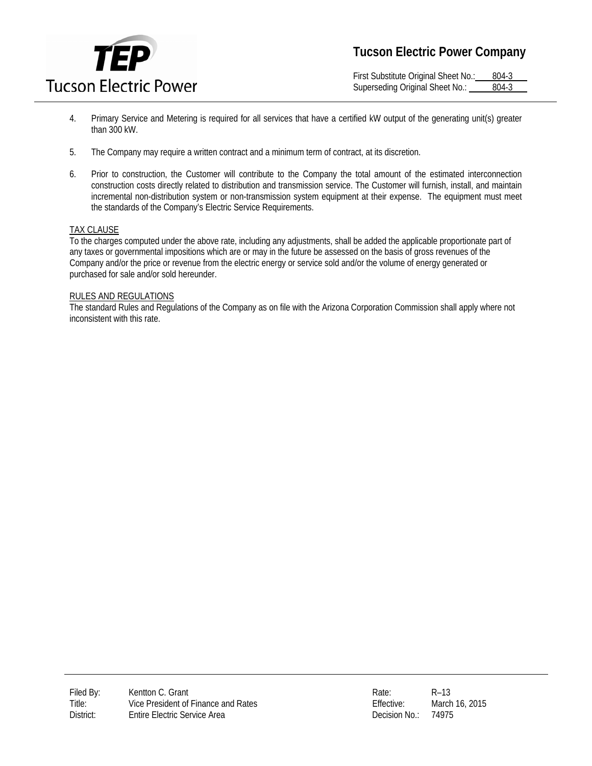4. Primary Service and Metering is required for all services that have a certified kW output of the generating unit(s) greater than 300 kW.

5. The Company may require a written contract and a minimum term of contract, at its discretion.

6. Prior to construction, the Customer will contribute to the Company the total amount of the estimated interconnection construction costs directly related to distribution and transmission service. The Customer will furnish, install, and maintain incremental non-distribution system or non-transmission system equipment at their expense. The equipment must meet the standards of the Company's Electric Service Requirements.

TAX CLAUSE

To the charges computed under the above rate, including any adjustments, shall be added the applicable proportionate part of any taxes or governmental impositions which are or may in the future be assessed on the basis of gross revenues of the Company and/or the price or revenue from the electric energy or service sold and/or the volume of energy generated or purchased for sale and/or sold hereunder.

RULES AND REGULATIONS

The standard Rules and Regulations of the Company as on file with the Arizona Corporation Commission shall apply where not inconsistent with this rate.